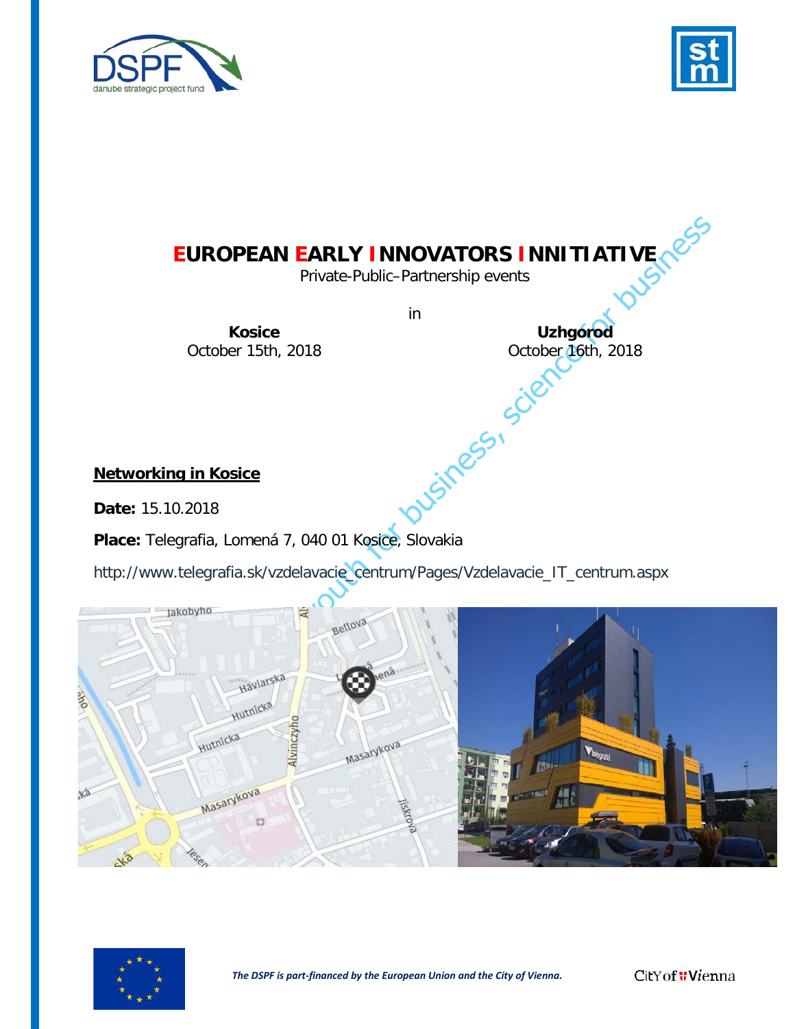# EUROPEAN EARLY INNOVATORS INNITIATIVE

Private-Public–Partnership events

in

| **Kosice** | **Uzhgorod** |
| --- | --- |
| October 15th, 2018 | October 16th, 2018 |

**Networking in Kosice**

**Date:** 15.10.2018

**Place:** Telegrafia, Lomená 7, 040 01 Kosice, Slovakia

http://www.telegrafia.sk/vzdelavacie_centrum/Pages/Vzdelavacie_IT_centrum.aspx

*The DSPF is part-financed by the European Union and the City of Vienna.*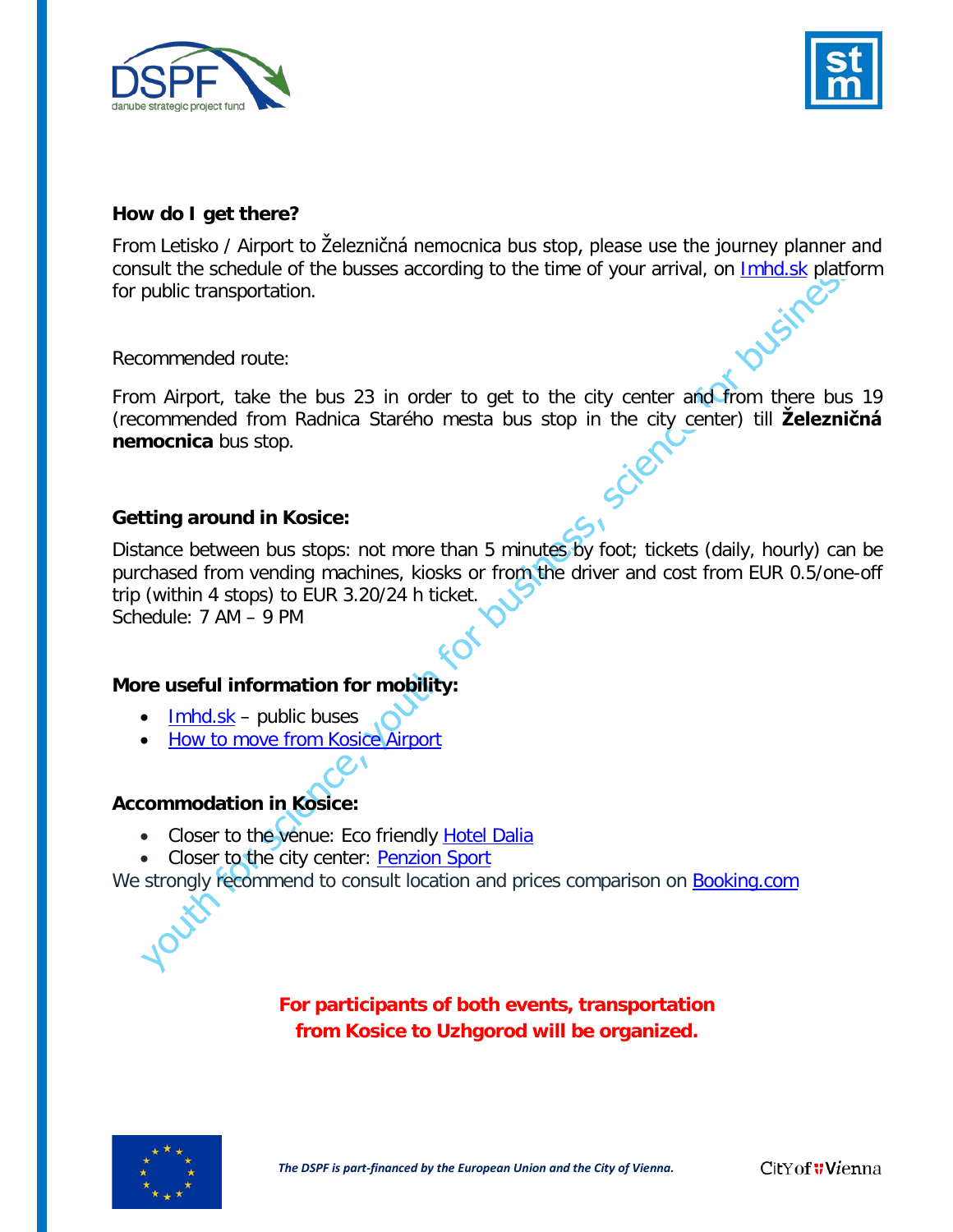**How do I get there?**

From Letisko / Airport to Železničná nemocnica bus stop, please use the journey planner and consult the schedule of the busses according to the time of your arrival, on Imhd.sk platform for public transportation.

Recommended route:

From Airport, take the bus 23 in order to get to the city center and from there bus 19 (recommended from Radnica Starého mesta bus stop in the city center) till **Železničná nemocnica** bus stop.

**Getting around in Kosice:**

Distance between bus stops: not more than 5 minutes by foot; tickets (daily, hourly) can be purchased from vending machines, kiosks or from the driver and cost from EUR 0.5/one-off trip (within 4 stops) to EUR 3.20/24 h ticket.
Schedule: 7 AM – 9 PM

**More useful information for mobility:**

- Imhd.sk – public buses
- How to move from Kosice Airport

**Accommodation in Kosice:**

- Closer to the venue: Eco friendly Hotel Dalia
- Closer to the city center: Penzion Sport

We strongly recommend to consult location and prices comparison on Booking.com

**For participants of both events, transportation from Kosice to Uzhgorod will be organized.**

*The DSPF is part-financed by the European Union and the City of Vienna.*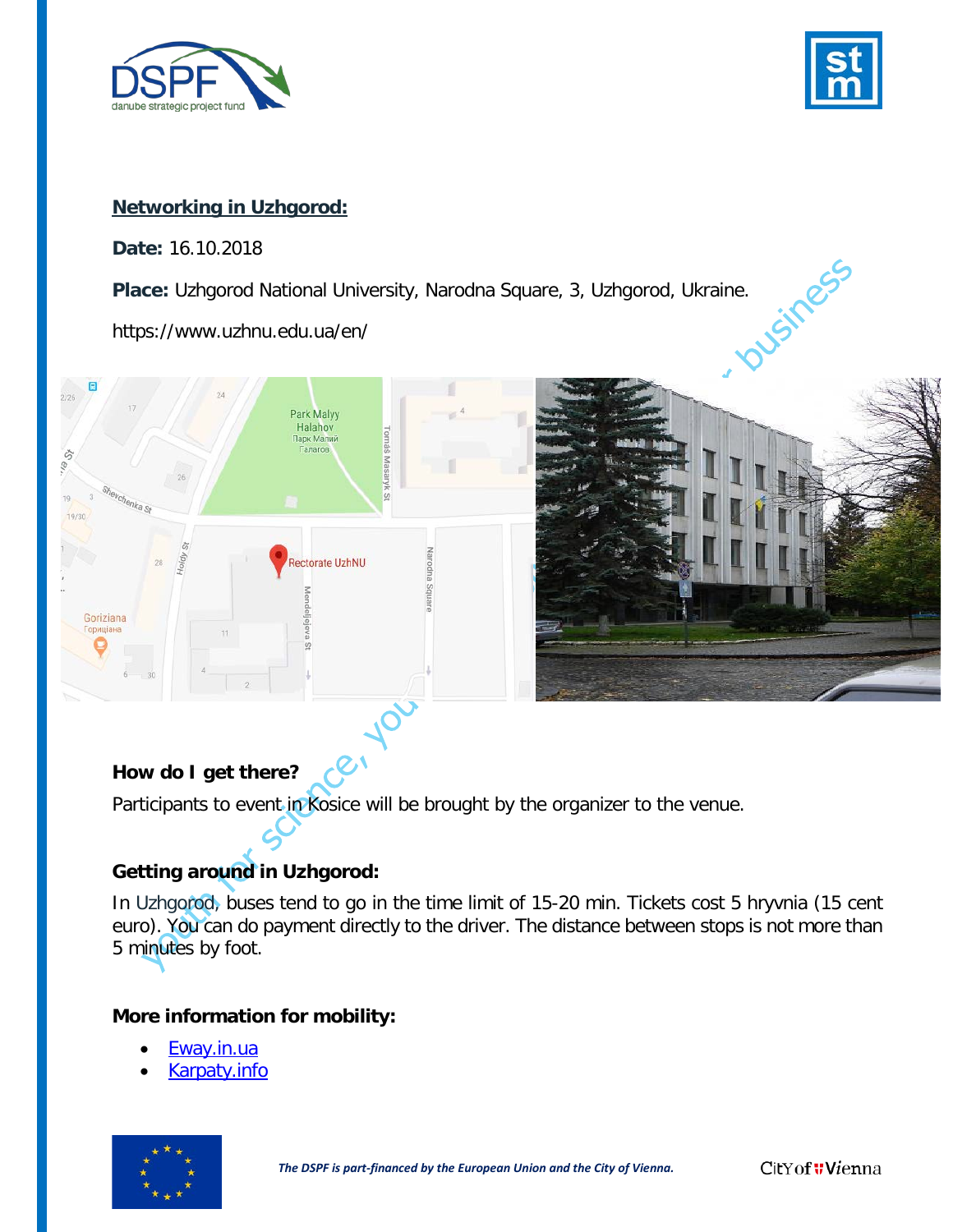## Networking in Uzhgorod:

**Date:** 16.10.2018

**Place:** Uzhgorod National University, Narodna Square, 3, Uzhgorod, Ukraine.

https://www.uzhnu.edu.ua/en/

### How do I get there?

Participants to event in Kosice will be brought by the organizer to the venue.

### Getting around in Uzhgorod:

In Uzhgorod, buses tend to go in the time limit of 15-20 min. Tickets cost 5 hryvnia (15 cent euro). You can do payment directly to the driver. The distance between stops is not more than 5 minutes by foot.

### More information for mobility:

- Eway.in.ua
- Karpaty.info

*The DSPF is part-financed by the European Union and the City of Vienna.*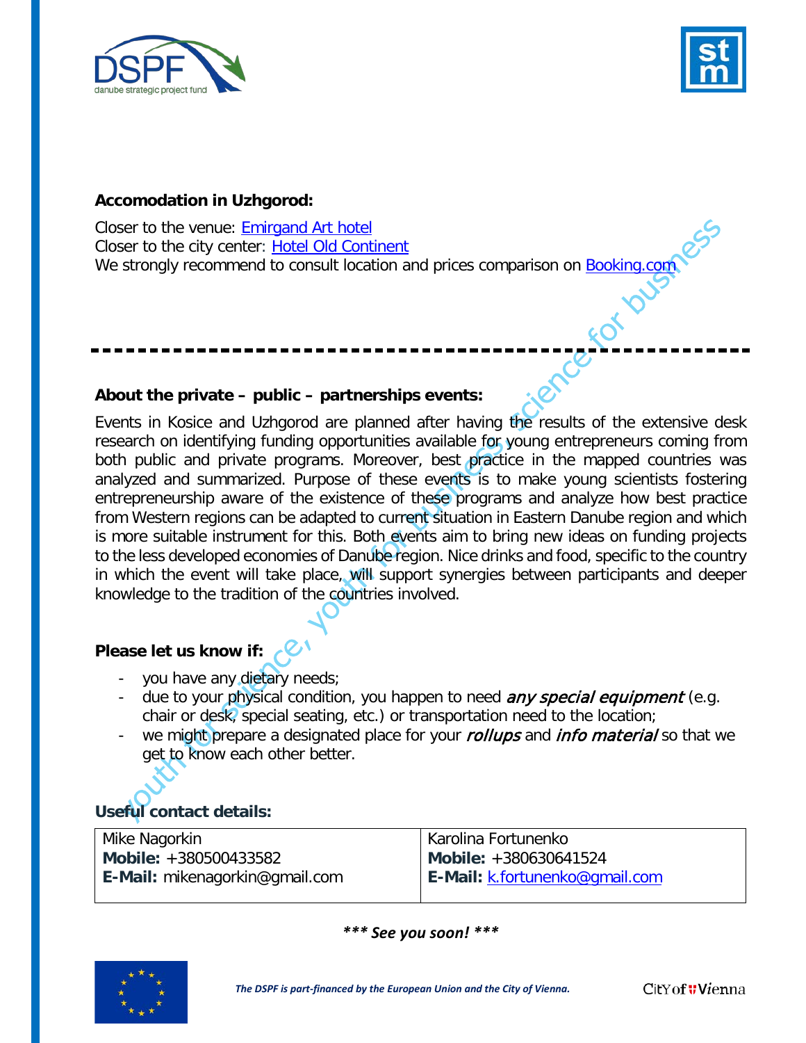**Accomodation in Uzhgorod:**

Closer to the venue: [Emirgand Art hotel]
Closer to the city center: [Hotel Old Continent]
We strongly recommend to consult location and prices comparison on [Booking.com]

---

**About the private – public – partnerships events:**

Events in Kosice and Uzhgorod are planned after having the results of the extensive desk research on identifying funding opportunities available for young entrepreneurs coming from both public and private programs. Moreover, best practice in the mapped countries was analyzed and summarized. Purpose of these events is to make young scientists fostering entrepreneurship aware of the existence of these programs and analyze how best practice from Western regions can be adapted to current situation in Eastern Danube region and which is more suitable instrument for this. Both events aim to bring new ideas on funding projects to the less developed economies of Danube region. Nice drinks and food, specific to the country in which the event will take place, will support synergies between participants and deeper knowledge to the tradition of the countries involved.

**Please let us know if:**

- you have any dietary needs;
- due to your physical condition, you happen to need *any special equipment* (e.g. chair or desk, special seating, etc.) or transportation need to the location;
- we might prepare a designated place for your *rollups* and *info material* so that we get to know each other better.

**Useful contact details:**

| | |
|---|---|
| Mike Nagorkin<br>**Mobile:** +380500433582<br>**E-Mail:** mikenagorkin@gmail.com | Karolina Fortunenko<br>**Mobile:** +380630641524<br>**E-Mail:** k.fortunenko@gmail.com |

***\*\*\* See you soon! \*\*\****

*The DSPF is part-financed by the European Union and the City of Vienna.*